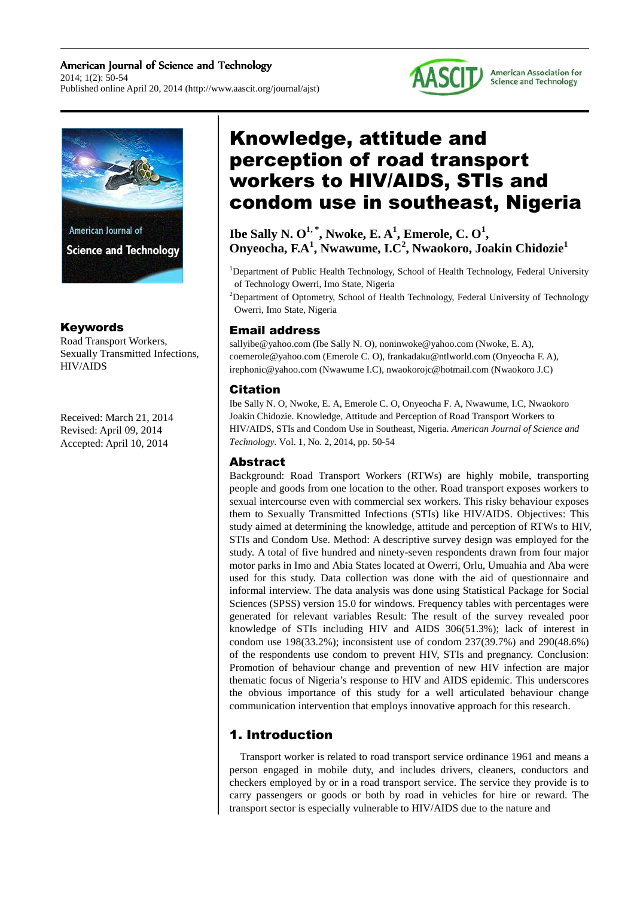# Knowledge, attitude and perception of road transport workers to HIV/AIDS, STIs and condom use in southeast, Nigeria

**Ibe Sally N. O[1,*], Nwoke, E. A[1], Emerole, C. O[1], Onyeocha, F.A[1], Nwawume, I.C[2], Nwaokoro, Joakin Chidozie[1]**

[1]Department of Public Health Technology, School of Health Technology, Federal University of Technology Owerri, Imo State, Nigeria

[2]Department of Optometry, School of Health Technology, Federal University of Technology Owerri, Imo State, Nigeria

## Email address

sallyibe@yahoo.com (Ibe Sally N. O), noninwoke@yahoo.com (Nwoke, E. A), coemerole@yahoo.com (Emerole C. O), frankadaku@ntlworld.com (Onyeocha F. A), irephonic@yahoo.com (Nwawume I.C), nwaokorojc@hotmail.com (Nwaokoro J.C)

## Citation

Ibe Sally N. O, Nwoke, E. A, Emerole C. O, Onyeocha F. A, Nwawume, I.C, Nwaokoro Joakin Chidozie. Knowledge, Attitude and Perception of Road Transport Workers to HIV/AIDS, STIs and Condom Use in Southeast, Nigeria. *American Journal of Science and Technology*. Vol. 1, No. 2, 2014, pp. 50-54

## Keywords

Road Transport Workers, Sexually Transmitted Infections, HIV/AIDS

Received: March 21, 2014
Revised: April 09, 2014
Accepted: April 10, 2014

## Abstract

Background: Road Transport Workers (RTWs) are highly mobile, transporting people and goods from one location to the other. Road transport exposes workers to sexual intercourse even with commercial sex workers. This risky behaviour exposes them to Sexually Transmitted Infections (STIs) like HIV/AIDS. Objectives: This study aimed at determining the knowledge, attitude and perception of RTWs to HIV, STIs and Condom Use. Method: A descriptive survey design was employed for the study. A total of five hundred and ninety-seven respondents drawn from four major motor parks in Imo and Abia States located at Owerri, Orlu, Umuahia and Aba were used for this study. Data collection was done with the aid of questionnaire and informal interview. The data analysis was done using Statistical Package for Social Sciences (SPSS) version 15.0 for windows. Frequency tables with percentages were generated for relevant variables Result: The result of the survey revealed poor knowledge of STIs including HIV and AIDS 306(51.3%); lack of interest in condom use 198(33.2%); inconsistent use of condom 237(39.7%) and 290(48.6%) of the respondents use condom to prevent HIV, STIs and pregnancy. Conclusion: Promotion of behaviour change and prevention of new HIV infection are major thematic focus of Nigeria's response to HIV and AIDS epidemic. This underscores the obvious importance of this study for a well articulated behaviour change communication intervention that employs innovative approach for this research.

## 1. Introduction

Transport worker is related to road transport service ordinance 1961 and means a person engaged in mobile duty, and includes drivers, cleaners, conductors and checkers employed by or in a road transport service. The service they provide is to carry passengers or goods or both by road in vehicles for hire or reward. The transport sector is especially vulnerable to HIV/AIDS due to the nature and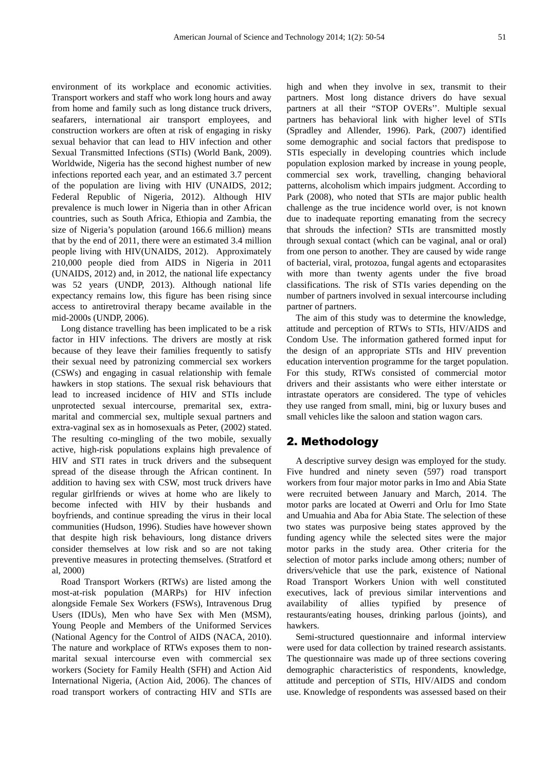environment of its workplace and economic activities. Transport workers and staff who work long hours and away from home and family such as long distance truck drivers, seafarers, international air transport employees, and construction workers are often at risk of engaging in risky sexual behavior that can lead to HIV infection and other Sexual Transmitted Infections (STIs) (World Bank, 2009). Worldwide, Nigeria has the second highest number of new infections reported each year, and an estimated 3.7 percent of the population are living with HIV (UNAIDS, 2012; Federal Republic of Nigeria, 2012). Although HIV prevalence is much lower in Nigeria than in other African countries, such as South Africa, Ethiopia and Zambia, the size of Nigeria's population (around 166.6 million) means that by the end of 2011, there were an estimated 3.4 million people living with HIV(UNAIDS, 2012). Approximately 210,000 people died from AIDS in Nigeria in 2011 (UNAIDS, 2012) and, in 2012, the national life expectancy was 52 years (UNDP, 2013). Although national life expectancy remains low, this figure has been rising since access to antiretroviral therapy became available in the mid-2000s (UNDP, 2006).

Long distance travelling has been implicated to be a risk factor in HIV infections. The drivers are mostly at risk because of they leave their families frequently to satisfy their sexual need by patronizing commercial sex workers (CSWs) and engaging in casual relationship with female hawkers in stop stations. The sexual risk behaviours that lead to increased incidence of HIV and STIs include unprotected sexual intercourse, premarital sex, extra-marital and commercial sex, multiple sexual partners and extra-vaginal sex as in homosexuals as Peter, (2002) stated. The resulting co-mingling of the two mobile, sexually active, high-risk populations explains high prevalence of HIV and STI rates in truck drivers and the subsequent spread of the disease through the African continent. In addition to having sex with CSW, most truck drivers have regular girlfriends or wives at home who are likely to become infected with HIV by their husbands and boyfriends, and continue spreading the virus in their local communities (Hudson, 1996). Studies have however shown that despite high risk behaviours, long distance drivers consider themselves at low risk and so are not taking preventive measures in protecting themselves. (Stratford et al, 2000)

Road Transport Workers (RTWs) are listed among the most-at-risk population (MARPs) for HIV infection alongside Female Sex Workers (FSWs), Intravenous Drug Users (IDUs), Men who have Sex with Men (MSM), Young People and Members of the Uniformed Services (National Agency for the Control of AIDS (NACA, 2010). The nature and workplace of RTWs exposes them to non-marital sexual intercourse even with commercial sex workers (Society for Family Health (SFH) and Action Aid International Nigeria, (Action Aid, 2006). The chances of road transport workers of contracting HIV and STIs are high and when they involve in sex, transmit to their partners. Most long distance drivers do have sexual partners at all their "STOP OVERs''. Multiple sexual partners has behavioral link with higher level of STIs (Spradley and Allender, 1996). Park, (2007) identified some demographic and social factors that predispose to STIs especially in developing countries which include population explosion marked by increase in young people, commercial sex work, travelling, changing behavioral patterns, alcoholism which impairs judgment. According to Park (2008), who noted that STIs are major public health challenge as the true incidence world over, is not known due to inadequate reporting emanating from the secrecy that shrouds the infection? STIs are transmitted mostly through sexual contact (which can be vaginal, anal or oral) from one person to another. They are caused by wide range of bacterial, viral, protozoa, fungal agents and ectoparasites with more than twenty agents under the five broad classifications. The risk of STIs varies depending on the number of partners involved in sexual intercourse including partner of partners.

The aim of this study was to determine the knowledge, attitude and perception of RTWs to STIs, HIV/AIDS and Condom Use. The information gathered formed input for the design of an appropriate STIs and HIV prevention education intervention programme for the target population. For this study, RTWs consisted of commercial motor drivers and their assistants who were either interstate or intrastate operators are considered. The type of vehicles they use ranged from small, mini, big or luxury buses and small vehicles like the saloon and station wagon cars.

## 2. Methodology

A descriptive survey design was employed for the study. Five hundred and ninety seven (597) road transport workers from four major motor parks in Imo and Abia State were recruited between January and March, 2014. The motor parks are located at Owerri and Orlu for Imo State and Umuahia and Aba for Abia State. The selection of these two states was purposive being states approved by the funding agency while the selected sites were the major motor parks in the study area. Other criteria for the selection of motor parks include among others; number of drivers/vehicle that use the park, existence of National Road Transport Workers Union with well constituted executives, lack of previous similar interventions and availability of allies typified by presence of restaurants/eating houses, drinking parlous (joints), and hawkers.

Semi-structured questionnaire and informal interview were used for data collection by trained research assistants. The questionnaire was made up of three sections covering demographic characteristics of respondents, knowledge, attitude and perception of STIs, HIV/AIDS and condom use. Knowledge of respondents was assessed based on their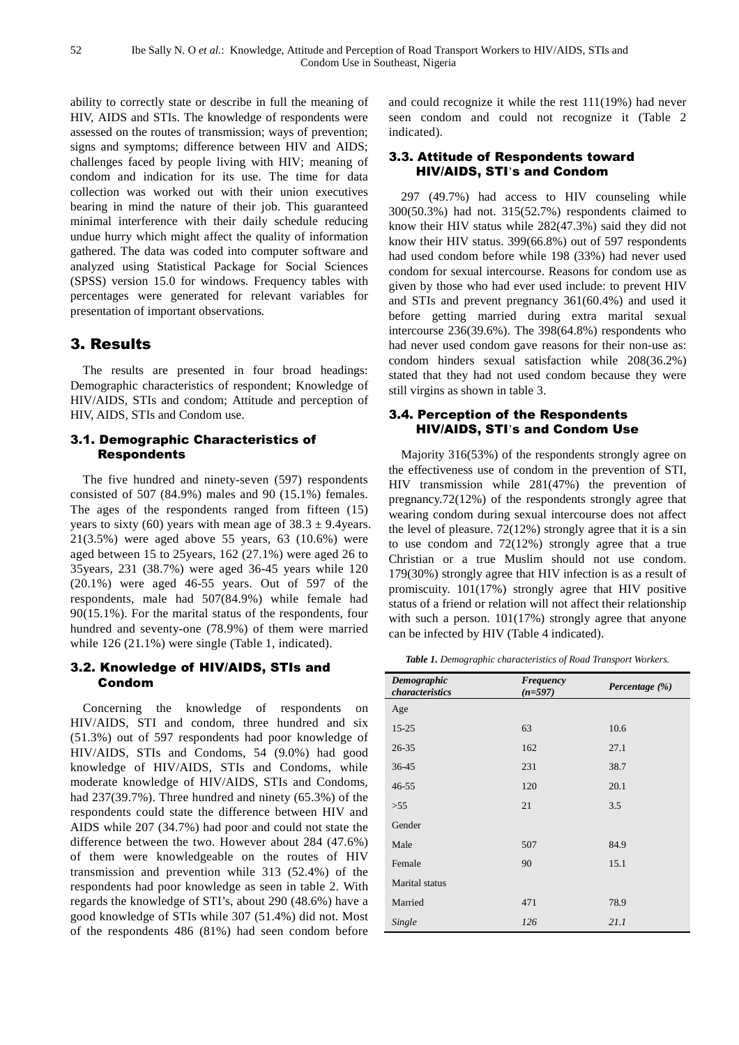ability to correctly state or describe in full the meaning of HIV, AIDS and STIs. The knowledge of respondents were assessed on the routes of transmission; ways of prevention; signs and symptoms; difference between HIV and AIDS; challenges faced by people living with HIV; meaning of condom and indication for its use. The time for data collection was worked out with their union executives bearing in mind the nature of their job. This guaranteed minimal interference with their daily schedule reducing undue hurry which might affect the quality of information gathered. The data was coded into computer software and analyzed using Statistical Package for Social Sciences (SPSS) version 15.0 for windows. Frequency tables with percentages were generated for relevant variables for presentation of important observations.

## 3. Results

The results are presented in four broad headings: Demographic characteristics of respondent; Knowledge of HIV/AIDS, STIs and condom; Attitude and perception of HIV, AIDS, STIs and Condom use.

### 3.1. Demographic Characteristics of Respondents

The five hundred and ninety-seven (597) respondents consisted of 507 (84.9%) males and 90 (15.1%) females. The ages of the respondents ranged from fifteen (15) years to sixty (60) years with mean age of 38.3 ± 9.4years. 21(3.5%) were aged above 55 years, 63 (10.6%) were aged between 15 to 25years, 162 (27.1%) were aged 26 to 35years, 231 (38.7%) were aged 36-45 years while 120 (20.1%) were aged 46-55 years. Out of 597 of the respondents, male had 507(84.9%) while female had 90(15.1%). For the marital status of the respondents, four hundred and seventy-one (78.9%) of them were married while 126 (21.1%) were single (Table 1, indicated).

### 3.2. Knowledge of HIV/AIDS, STIs and Condom

Concerning the knowledge of respondents on HIV/AIDS, STI and condom, three hundred and six (51.3%) out of 597 respondents had poor knowledge of HIV/AIDS, STIs and Condoms, 54 (9.0%) had good knowledge of HIV/AIDS, STIs and Condoms, while moderate knowledge of HIV/AIDS, STIs and Condoms, had 237(39.7%). Three hundred and ninety (65.3%) of the respondents could state the difference between HIV and AIDS while 207 (34.7%) had poor and could not state the difference between the two. However about 284 (47.6%) of them were knowledgeable on the routes of HIV transmission and prevention while 313 (52.4%) of the respondents had poor knowledge as seen in table 2. With regards the knowledge of STI's, about 290 (48.6%) have a good knowledge of STIs while 307 (51.4%) did not. Most of the respondents 486 (81%) had seen condom before and could recognize it while the rest 111(19%) had never seen condom and could not recognize it (Table 2 indicated).

### 3.3. Attitude of Respondents toward HIV/AIDS, STI's and Condom

297 (49.7%) had access to HIV counseling while 300(50.3%) had not. 315(52.7%) respondents claimed to know their HIV status while 282(47.3%) said they did not know their HIV status. 399(66.8%) out of 597 respondents had used condom before while 198 (33%) had never used condom for sexual intercourse. Reasons for condom use as given by those who had ever used include: to prevent HIV and STIs and prevent pregnancy 361(60.4%) and used it before getting married during extra marital sexual intercourse 236(39.6%). The 398(64.8%) respondents who had never used condom gave reasons for their non-use as: condom hinders sexual satisfaction while 208(36.2%) stated that they had not used condom because they were still virgins as shown in table 3.

### 3.4. Perception of the Respondents HIV/AIDS, STI's and Condom Use

Majority 316(53%) of the respondents strongly agree on the effectiveness use of condom in the prevention of STI, HIV transmission while 281(47%) the prevention of pregnancy.72(12%) of the respondents strongly agree that wearing condom during sexual intercourse does not affect the level of pleasure. 72(12%) strongly agree that it is a sin to use condom and 72(12%) strongly agree that a true Christian or a true Muslim should not use condom. 179(30%) strongly agree that HIV infection is as a result of promiscuity. 101(17%) strongly agree that HIV positive status of a friend or relation will not affect their relationship with such a person. 101(17%) strongly agree that anyone can be infected by HIV (Table 4 indicated).

***Table 1.*** *Demographic characteristics of Road Transport Workers.*

| *Demographic characteristics* | *Frequency (n=597)* | *Percentage (%)* |
|---|---|---|
| Age | | |
| 15-25 | 63 | 10.6 |
| 26-35 | 162 | 27.1 |
| 36-45 | 231 | 38.7 |
| 46-55 | 120 | 20.1 |
| >55 | 21 | 3.5 |
| Gender | | |
| Male | 507 | 84.9 |
| Female | 90 | 15.1 |
| Marital status | | |
| Married | 471 | 78.9 |
| *Single* | *126* | *21.1* |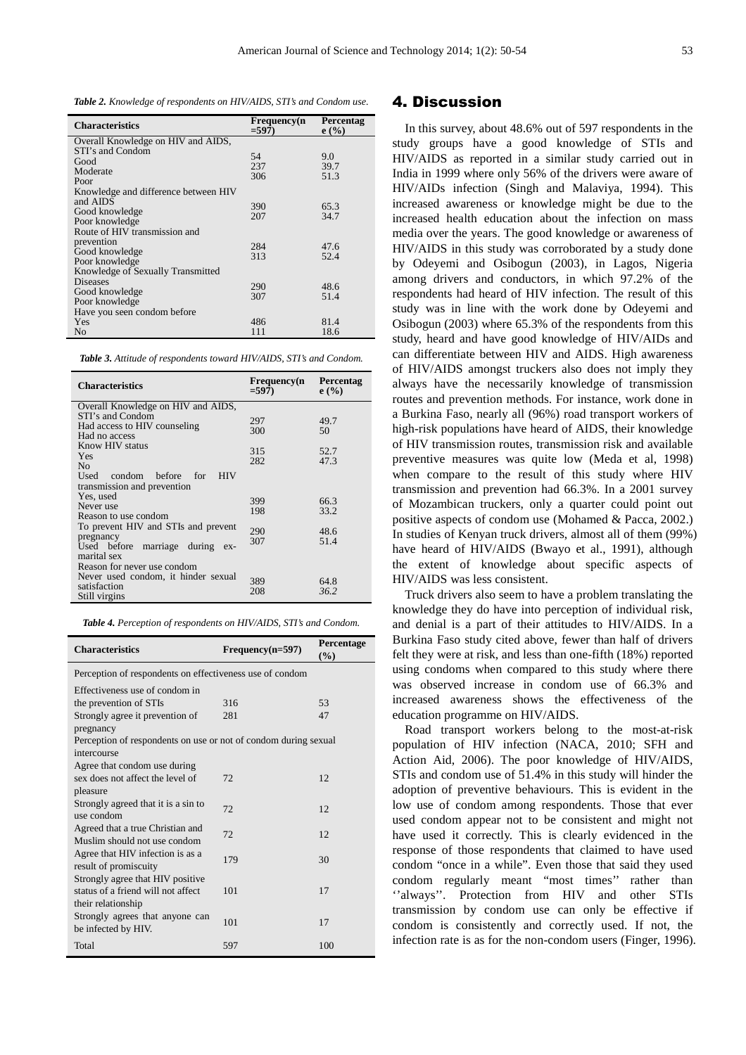*Table 2. Knowledge of respondents on HIV/AIDS, STI's and Condom use.*

| Characteristics | Frequency(n =597) | Percentage (%) |
|---|---|---|
| Overall Knowledge on HIV and AIDS, STI's and Condom | | |
| Good | 54 | 9.0 |
| Moderate | 237 | 39.7 |
| Poor | 306 | 51.3 |
| Knowledge and difference between HIV and AIDS | | |
| Good knowledge | 390 | 65.3 |
| Poor knowledge | 207 | 34.7 |
| Route of HIV transmission and prevention | | |
| Good knowledge | 284 | 47.6 |
| Poor knowledge | 313 | 52.4 |
| Knowledge of Sexually Transmitted Diseases | | |
| Good knowledge | 290 | 48.6 |
| Poor knowledge | 307 | 51.4 |
| Have you seen condom before | | |
| Yes | 486 | 81.4 |
| No | 111 | 18.6 |

*Table 3. Attitude of respondents toward HIV/AIDS, STI's and Condom.*

| Characteristics | Frequency(n =597) | Percentage (%) |
|---|---|---|
| Overall Knowledge on HIV and AIDS, STI's and Condom | | |
| Had access to HIV counseling | 297 | 49.7 |
| Had no access | 300 | 50 |
| Know HIV status | | |
| Yes | 315 | 52.7 |
| No | 282 | 47.3 |
| Used condom before for HIV transmission and prevention | | |
| Yes, used | 399 | 66.3 |
| Never use | 198 | 33.2 |
| Reason to use condom | | |
| To prevent HIV and STIs and prevent pregnancy | 290 | 48.6 |
| Used before marriage during ex-marital sex | 307 | 51.4 |
| Reason for never use condom | | |
| Never used condom, it hinder sexual satisfaction | 389 | 64.8 |
| Still virgins | 208 | 36.2 |

*Table 4. Perception of respondents on HIV/AIDS, STI's and Condom.*

| Characteristics | Frequency(n=597) | Percentage (%) |
|---|---|---|
| Perception of respondents on effectiveness use of condom | | |
| Effectiveness use of condom in the prevention of STIs | 316 | 53 |
| Strongly agree it prevention of pregnancy | 281 | 47 |
| Perception of respondents on use or not of condom during sexual intercourse | | |
| Agree that condom use during sex does not affect the level of pleasure | 72 | 12 |
| Strongly agreed that it is a sin to use condom | 72 | 12 |
| Agreed that a true Christian and Muslim should not use condom | 72 | 12 |
| Agree that HIV infection is as a result of promiscuity | 179 | 30 |
| Strongly agree that HIV positive status of a friend will not affect their relationship | 101 | 17 |
| Strongly agrees that anyone can be infected by HIV. | 101 | 17 |
| Total | 597 | 100 |

## 4. Discussion

In this survey, about 48.6% out of 597 respondents in the study groups have a good knowledge of STIs and HIV/AIDS as reported in a similar study carried out in India in 1999 where only 56% of the drivers were aware of HIV/AIDs infection (Singh and Malaviya, 1994). This increased awareness or knowledge might be due to the increased health education about the infection on mass media over the years. The good knowledge or awareness of HIV/AIDS in this study was corroborated by a study done by Odeyemi and Osibogun (2003), in Lagos, Nigeria among drivers and conductors, in which 97.2% of the respondents had heard of HIV infection. The result of this study was in line with the work done by Odeyemi and Osibogun (2003) where 65.3% of the respondents from this study, heard and have good knowledge of HIV/AIDs and can differentiate between HIV and AIDS. High awareness of HIV/AIDS amongst truckers also does not imply they always have the necessarily knowledge of transmission routes and prevention methods. For instance, work done in a Burkina Faso, nearly all (96%) road transport workers of high-risk populations have heard of AIDS, their knowledge of HIV transmission routes, transmission risk and available preventive measures was quite low (Meda et al, 1998) when compare to the result of this study where HIV transmission and prevention had 66.3%. In a 2001 survey of Mozambican truckers, only a quarter could point out positive aspects of condom use (Mohamed & Pacca, 2002.) In studies of Kenyan truck drivers, almost all of them (99%) have heard of HIV/AIDS (Bwayo et al., 1991), although the extent of knowledge about specific aspects of HIV/AIDS was less consistent.

Truck drivers also seem to have a problem translating the knowledge they do have into perception of individual risk, and denial is a part of their attitudes to HIV/AIDS. In a Burkina Faso study cited above, fewer than half of drivers felt they were at risk, and less than one-fifth (18%) reported using condoms when compared to this study where there was observed increase in condom use of 66.3% and increased awareness shows the effectiveness of the education programme on HIV/AIDS.

Road transport workers belong to the most-at-risk population of HIV infection (NACA, 2010; SFH and Action Aid, 2006). The poor knowledge of HIV/AIDS, STIs and condom use of 51.4% in this study will hinder the adoption of preventive behaviours. This is evident in the low use of condom among respondents. Those that ever used condom appear not to be consistent and might not have used it correctly. This is clearly evidenced in the response of those respondents that claimed to have used condom "once in a while". Even those that said they used condom regularly meant "most times'' rather than ''always''. Protection from HIV and other STIs transmission by condom use can only be effective if condom is consistently and correctly used. If not, the infection rate is as for the non-condom users (Finger, 1996).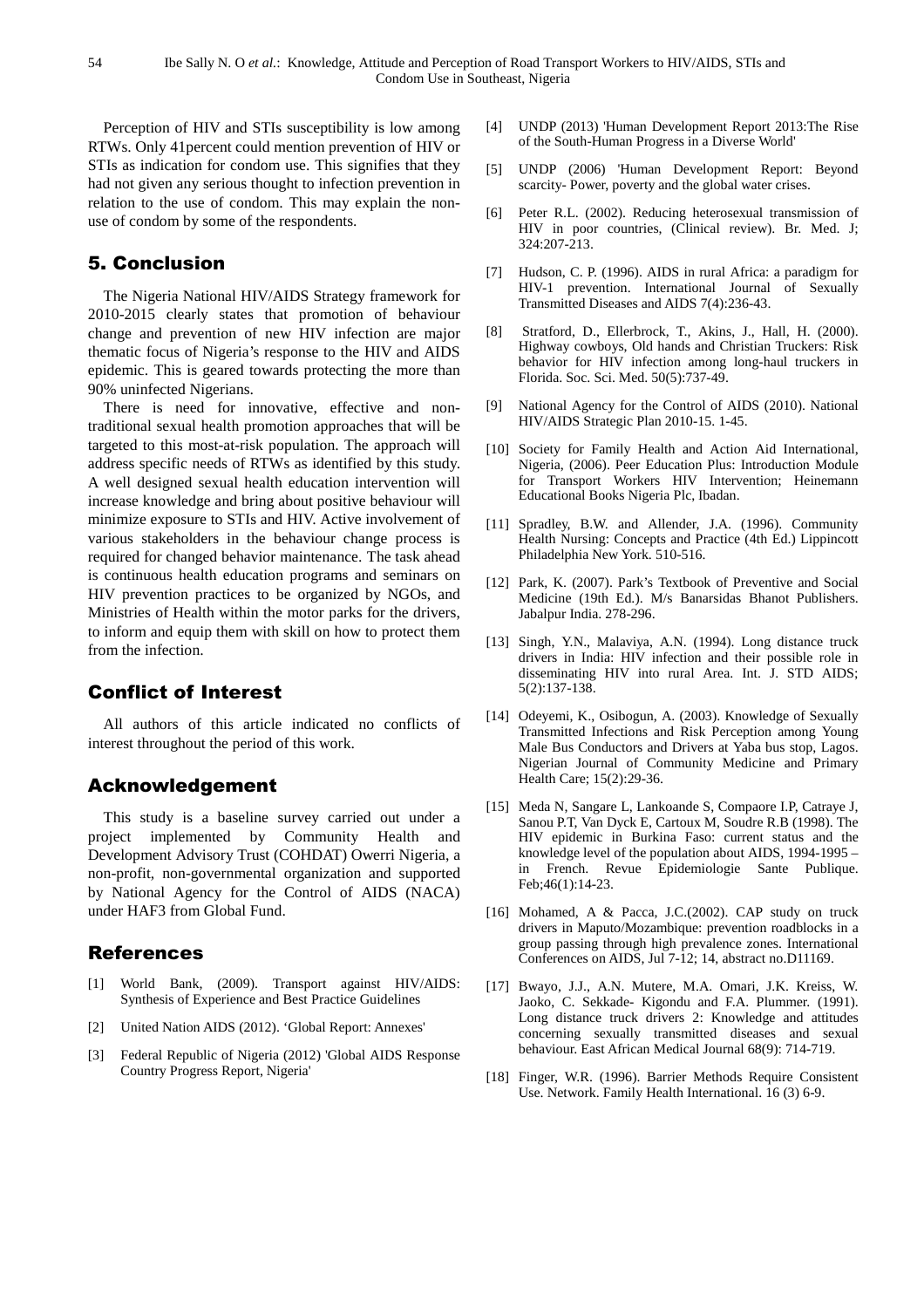Perception of HIV and STIs susceptibility is low among RTWs. Only 41percent could mention prevention of HIV or STIs as indication for condom use. This signifies that they had not given any serious thought to infection prevention in relation to the use of condom. This may explain the non-use of condom by some of the respondents.

## 5. Conclusion

The Nigeria National HIV/AIDS Strategy framework for 2010-2015 clearly states that promotion of behaviour change and prevention of new HIV infection are major thematic focus of Nigeria's response to the HIV and AIDS epidemic. This is geared towards protecting the more than 90% uninfected Nigerians.

There is need for innovative, effective and non-traditional sexual health promotion approaches that will be targeted to this most-at-risk population. The approach will address specific needs of RTWs as identified by this study. A well designed sexual health education intervention will increase knowledge and bring about positive behaviour will minimize exposure to STIs and HIV. Active involvement of various stakeholders in the behaviour change process is required for changed behavior maintenance. The task ahead is continuous health education programs and seminars on HIV prevention practices to be organized by NGOs, and Ministries of Health within the motor parks for the drivers, to inform and equip them with skill on how to protect them from the infection.

## Conflict of Interest

All authors of this article indicated no conflicts of interest throughout the period of this work.

## Acknowledgement

This study is a baseline survey carried out under a project implemented by Community Health and Development Advisory Trust (COHDAT) Owerri Nigeria, a non-profit, non-governmental organization and supported by National Agency for the Control of AIDS (NACA) under HAF3 from Global Fund.

## References

[1] World Bank, (2009). Transport against HIV/AIDS: Synthesis of Experience and Best Practice Guidelines

[2] United Nation AIDS (2012). 'Global Report: Annexes'

[3] Federal Republic of Nigeria (2012) 'Global AIDS Response Country Progress Report, Nigeria'

[4] UNDP (2013) 'Human Development Report 2013:The Rise of the South-Human Progress in a Diverse World'

[5] UNDP (2006) 'Human Development Report: Beyond scarcity- Power, poverty and the global water crises.

[6] Peter R.L. (2002). Reducing heterosexual transmission of HIV in poor countries, (Clinical review). Br. Med. J; 324:207-213.

[7] Hudson, C. P. (1996). AIDS in rural Africa: a paradigm for HIV-1 prevention. International Journal of Sexually Transmitted Diseases and AIDS 7(4):236-43.

[8] Stratford, D., Ellerbrock, T., Akins, J., Hall, H. (2000). Highway cowboys, Old hands and Christian Truckers: Risk behavior for HIV infection among long-haul truckers in Florida. Soc. Sci. Med. 50(5):737-49.

[9] National Agency for the Control of AIDS (2010). National HIV/AIDS Strategic Plan 2010-15. 1-45.

[10] Society for Family Health and Action Aid International, Nigeria, (2006). Peer Education Plus: Introduction Module for Transport Workers HIV Intervention; Heinemann Educational Books Nigeria Plc, Ibadan.

[11] Spradley, B.W. and Allender, J.A. (1996). Community Health Nursing: Concepts and Practice (4th Ed.) Lippincott Philadelphia New York. 510-516.

[12] Park, K. (2007). Park's Textbook of Preventive and Social Medicine (19th Ed.). M/s Banarsidas Bhanot Publishers. Jabalpur India. 278-296.

[13] Singh, Y.N., Malaviya, A.N. (1994). Long distance truck drivers in India: HIV infection and their possible role in disseminating HIV into rural Area. Int. J. STD AIDS; 5(2):137-138.

[14] Odeyemi, K., Osibogun, A. (2003). Knowledge of Sexually Transmitted Infections and Risk Perception among Young Male Bus Conductors and Drivers at Yaba bus stop, Lagos. Nigerian Journal of Community Medicine and Primary Health Care; 15(2):29-36.

[15] Meda N, Sangare L, Lankoande S, Compaore I.P, Catraye J, Sanou P.T, Van Dyck E, Cartoux M, Soudre R.B (1998). The HIV epidemic in Burkina Faso: current status and the knowledge level of the population about AIDS, 1994-1995 – in French. Revue Epidemiologie Sante Publique. Feb;46(1):14-23.

[16] Mohamed, A & Pacca, J.C.(2002). CAP study on truck drivers in Maputo/Mozambique: prevention roadblocks in a group passing through high prevalence zones. International Conferences on AIDS, Jul 7-12; 14, abstract no.D11169.

[17] Bwayo, J.J., A.N. Mutere, M.A. Omari, J.K. Kreiss, W. Jaoko, C. Sekkade- Kigondu and F.A. Plummer. (1991). Long distance truck drivers 2: Knowledge and attitudes concerning sexually transmitted diseases and sexual behaviour. East African Medical Journal 68(9): 714-719.

[18] Finger, W.R. (1996). Barrier Methods Require Consistent Use. Network. Family Health International. 16 (3) 6-9.